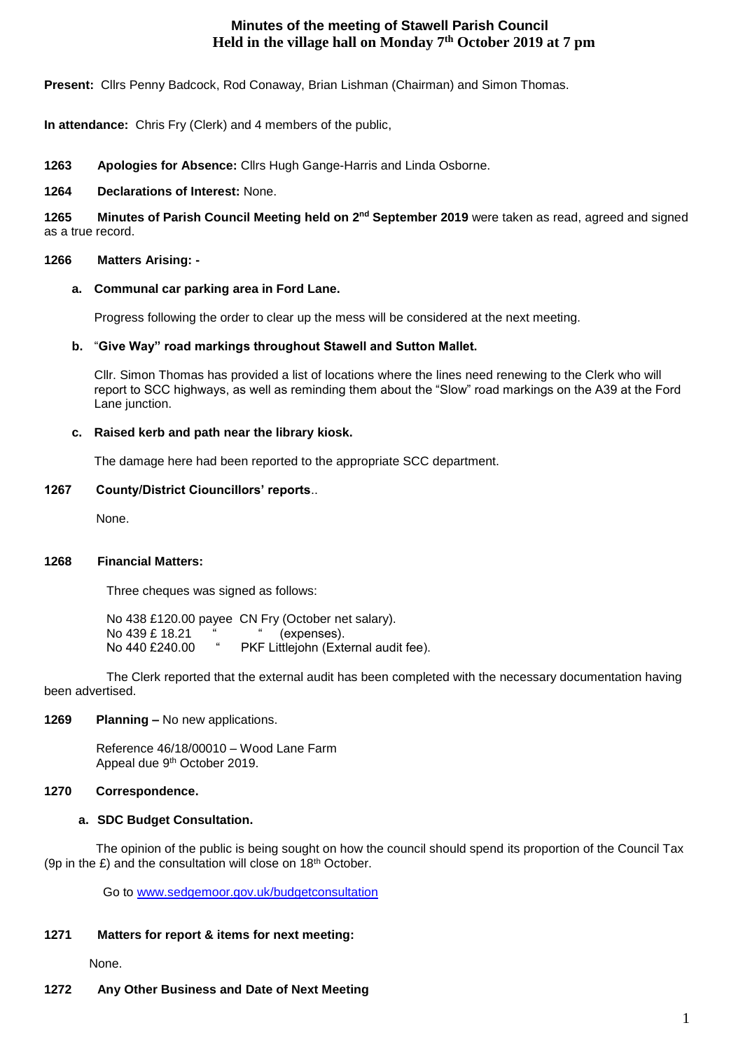# Minutes of the meeting of Stawell Parish Council
## Held in the village hall on Monday 7th October 2019 at 7 pm

**Present:** Cllrs Penny Badcock, Rod Conaway, Brian Lishman (Chairman) and Simon Thomas.

**In attendance:** Chris Fry (Clerk) and 4 members of the public,

**1263 Apologies for Absence:** Cllrs Hugh Gange-Harris and Linda Osborne.

**1264 Declarations of Interest:** None.

**1265 Minutes of Parish Council Meeting held on 2nd September 2019** were taken as read, agreed and signed as a true record.

**1266 Matters Arising: -**

**a. Communal car parking area in Ford Lane.**

Progress following the order to clear up the mess will be considered at the next meeting.

**b.** "**Give Way" road markings throughout Stawell and Sutton Mallet.**

Cllr. Simon Thomas has provided a list of locations where the lines need renewing to the Clerk who will report to SCC highways, as well as reminding them about the "Slow" road markings on the A39 at the Ford Lane junction.

**c. Raised kerb and path near the library kiosk.**

The damage here had been reported to the appropriate SCC department.

**1267 County/District Ciouncillors' reports**..

None.

**1268 Financial Matters:**

Three cheques was signed as follows:

No 438 £120.00 payee CN Fry (October net salary).
No 439 £ 18.21 " " (expenses).
No 440 £240.00 " PKF Littlejohn (External audit fee).

The Clerk reported that the external audit has been completed with the necessary documentation having been advertised.

**1269 Planning –** No new applications.

Reference 46/18/00010 – Wood Lane Farm
Appeal due 9th October 2019.

**1270 Correspondence.**

**a. SDC Budget Consultation.**

The opinion of the public is being sought on how the council should spend its proportion of the Council Tax (9p in the £) and the consultation will close on 18th October.

Go to www.sedgemoor.gov.uk/budgetconsultation

**1271 Matters for report & items for next meeting:**

None.

**1272 Any Other Business and Date of Next Meeting**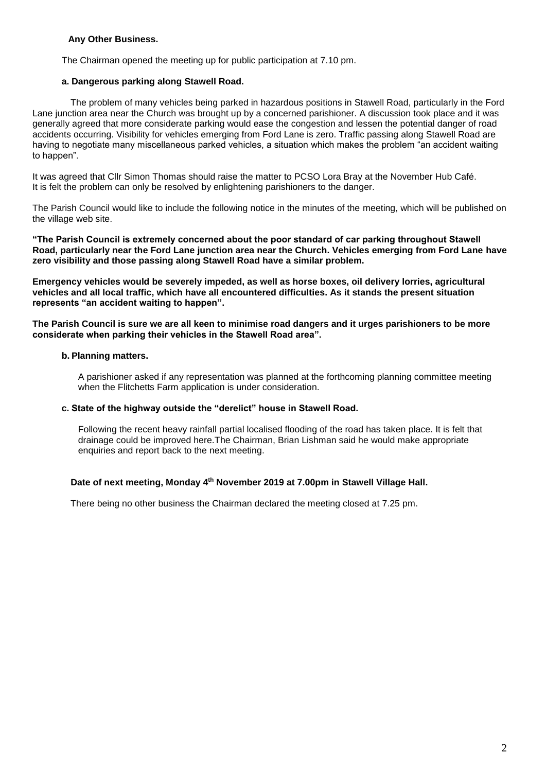**Any Other Business.**

The Chairman opened the meeting up for public participation at 7.10 pm.

**a. Dangerous parking along Stawell Road.**

The problem of many vehicles being parked in hazardous positions in Stawell Road, particularly in the Ford Lane junction area near the Church was brought up by a concerned parishioner. A discussion took place and it was generally agreed that more considerate parking would ease the congestion and lessen the potential danger of road accidents occurring. Visibility for vehicles emerging from Ford Lane is zero. Traffic passing along Stawell Road are having to negotiate many miscellaneous parked vehicles, a situation which makes the problem "an accident waiting to happen".

It was agreed that Cllr Simon Thomas should raise the matter to PCSO Lora Bray at the November Hub Café. It is felt the problem can only be resolved by enlightening parishioners to the danger.

The Parish Council would like to include the following notice in the minutes of the meeting, which will be published on the village web site.

**"The Parish Council is extremely concerned about the poor standard of car parking throughout Stawell Road, particularly near the Ford Lane junction area near the Church. Vehicles emerging from Ford Lane have zero visibility and those passing along Stawell Road have a similar problem.**

**Emergency vehicles would be severely impeded, as well as horse boxes, oil delivery lorries, agricultural vehicles and all local traffic, which have all encountered difficulties. As it stands the present situation represents "an accident waiting to happen".**

**The Parish Council is sure we are all keen to minimise road dangers and it urges parishioners to be more considerate when parking their vehicles in the Stawell Road area".**

**b. Planning matters.**

A parishioner asked if any representation was planned at the forthcoming planning committee meeting when the Flitchetts Farm application is under consideration.

**c. State of the highway outside the "derelict" house in Stawell Road.**

Following the recent heavy rainfall partial localised flooding of the road has taken place. It is felt that drainage could be improved here.The Chairman, Brian Lishman said he would make appropriate enquiries and report back to the next meeting.

**Date of next meeting, Monday 4th November 2019 at 7.00pm in Stawell Village Hall.**

There being no other business the Chairman declared the meeting closed at 7.25 pm.